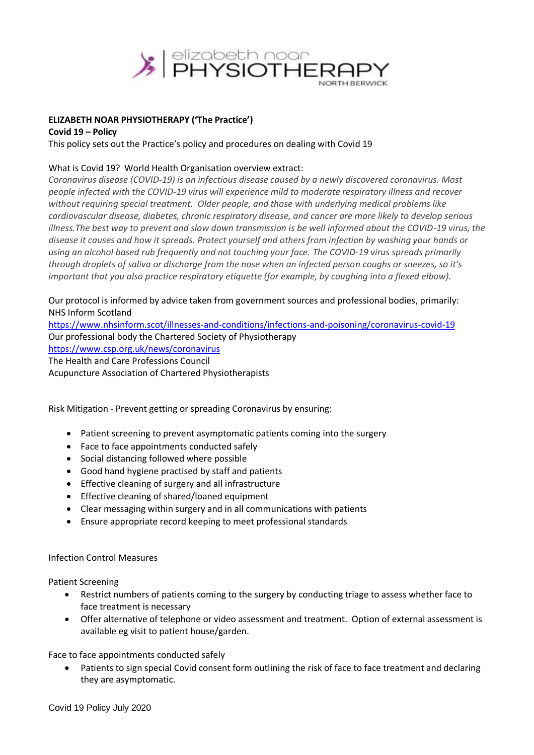**ELIZABETH NOAR PHYSIOTHERAPY ('The Practice')**

**Covid 19 – Policy**

This policy sets out the Practice's policy and procedures on dealing with Covid 19

What is Covid 19? World Health Organisation overview extract:

*Coronavirus disease (COVID-19) is an infectious disease caused by a newly discovered coronavirus. Most people infected with the COVID-19 virus will experience mild to moderate respiratory illness and recover without requiring special treatment. Older people, and those with underlying medical problems like cardiovascular disease, diabetes, chronic respiratory disease, and cancer are more likely to develop serious illness.The best way to prevent and slow down transmission is be well informed about the COVID-19 virus, the disease it causes and how it spreads. Protect yourself and others from infection by washing your hands or using an alcohol based rub frequently and not touching your face. The COVID-19 virus spreads primarily through droplets of saliva or discharge from the nose when an infected person coughs or sneezes, so it's important that you also practice respiratory etiquette (for example, by coughing into a flexed elbow).*

Our protocol is informed by advice taken from government sources and professional bodies, primarily:
NHS Inform Scotland
https://www.nhsinform.scot/illnesses-and-conditions/infections-and-poisoning/coronavirus-covid-19
Our professional body the Chartered Society of Physiotherapy
https://www.csp.org.uk/news/coronavirus
The Health and Care Professions Council
Acupuncture Association of Chartered Physiotherapists

Risk Mitigation - Prevent getting or spreading Coronavirus by ensuring:

- Patient screening to prevent asymptomatic patients coming into the surgery
- Face to face appointments conducted safely
- Social distancing followed where possible
- Good hand hygiene practised by staff and patients
- Effective cleaning of surgery and all infrastructure
- Effective cleaning of shared/loaned equipment
- Clear messaging within surgery and in all communications with patients
- Ensure appropriate record keeping to meet professional standards

Infection Control Measures

Patient Screening

- Restrict numbers of patients coming to the surgery by conducting triage to assess whether face to face treatment is necessary
- Offer alternative of telephone or video assessment and treatment. Option of external assessment is available eg visit to patient house/garden.

Face to face appointments conducted safely

- Patients to sign special Covid consent form outlining the risk of face to face treatment and declaring they are asymptomatic.

Covid 19 Policy July 2020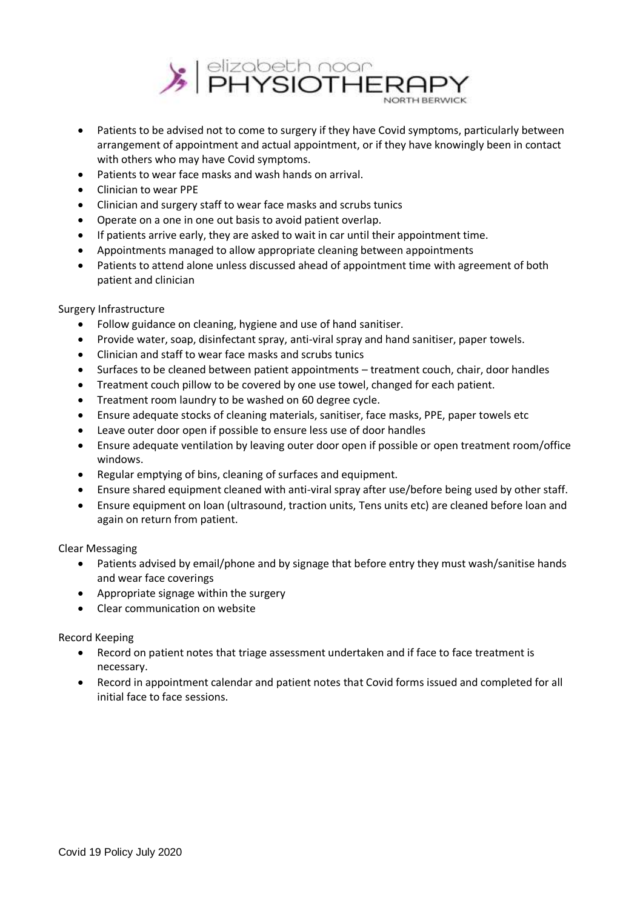- Patients to be advised not to come to surgery if they have Covid symptoms, particularly between arrangement of appointment and actual appointment, or if they have knowingly been in contact with others who may have Covid symptoms.
- Patients to wear face masks and wash hands on arrival.
- Clinician to wear PPE
- Clinician and surgery staff to wear face masks and scrubs tunics
- Operate on a one in one out basis to avoid patient overlap.
- If patients arrive early, they are asked to wait in car until their appointment time.
- Appointments managed to allow appropriate cleaning between appointments
- Patients to attend alone unless discussed ahead of appointment time with agreement of both patient and clinician

Surgery Infrastructure

- Follow guidance on cleaning, hygiene and use of hand sanitiser.
- Provide water, soap, disinfectant spray, anti-viral spray and hand sanitiser, paper towels.
- Clinician and staff to wear face masks and scrubs tunics
- Surfaces to be cleaned between patient appointments – treatment couch, chair, door handles
- Treatment couch pillow to be covered by one use towel, changed for each patient.
- Treatment room laundry to be washed on 60 degree cycle.
- Ensure adequate stocks of cleaning materials, sanitiser, face masks, PPE, paper towels etc
- Leave outer door open if possible to ensure less use of door handles
- Ensure adequate ventilation by leaving outer door open if possible or open treatment room/office windows.
- Regular emptying of bins, cleaning of surfaces and equipment.
- Ensure shared equipment cleaned with anti-viral spray after use/before being used by other staff.
- Ensure equipment on loan (ultrasound, traction units, Tens units etc) are cleaned before loan and again on return from patient.

Clear Messaging

- Patients advised by email/phone and by signage that before entry they must wash/sanitise hands and wear face coverings
- Appropriate signage within the surgery
- Clear communication on website

Record Keeping

- Record on patient notes that triage assessment undertaken and if face to face treatment is necessary.
- Record in appointment calendar and patient notes that Covid forms issued and completed for all initial face to face sessions.